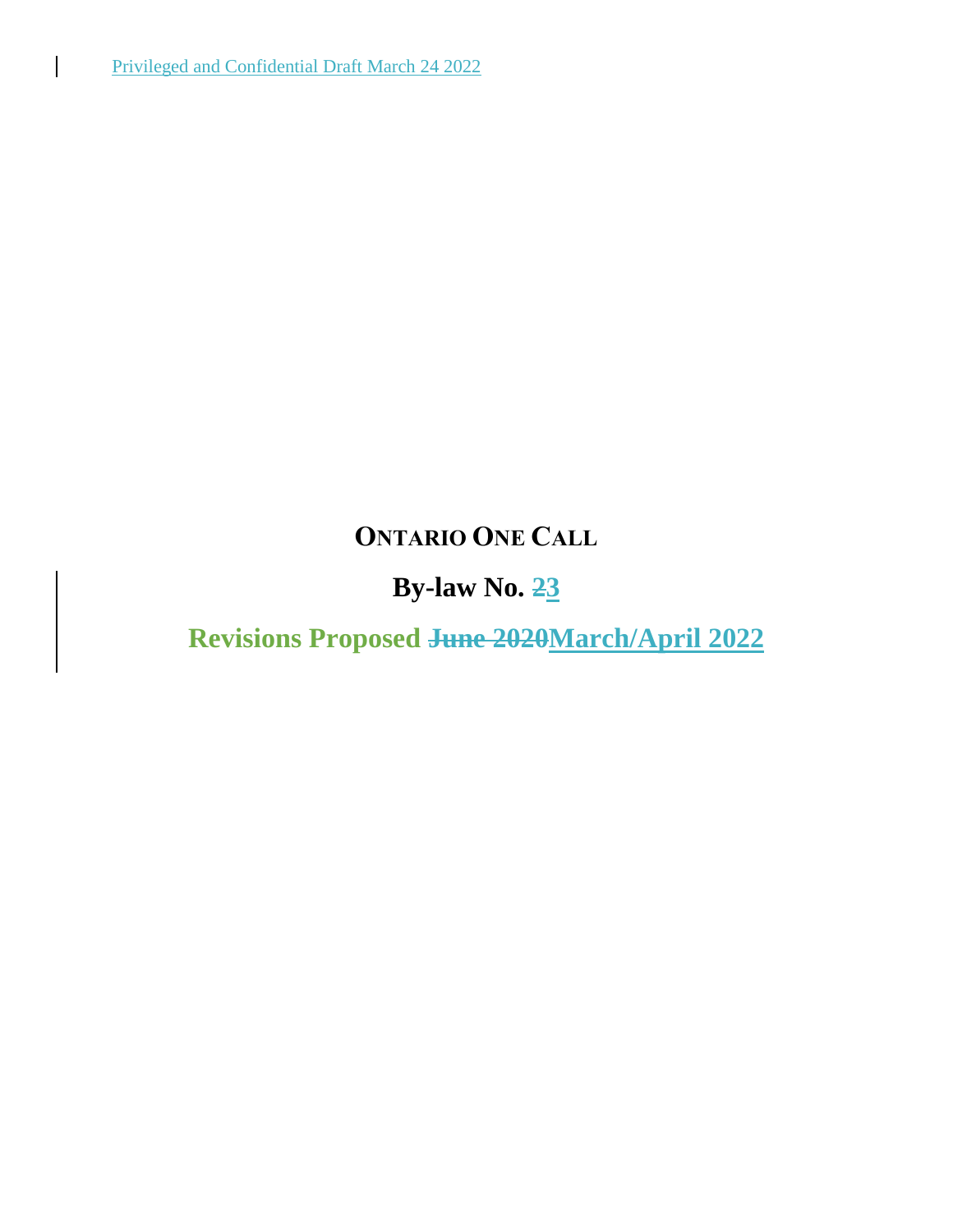Privileged and Confidential Draft March 24 2022

# ONTARIO ONE CALL

## By-law No. ~~2~~3

## Revisions Proposed ~~June 2020~~March/April 2022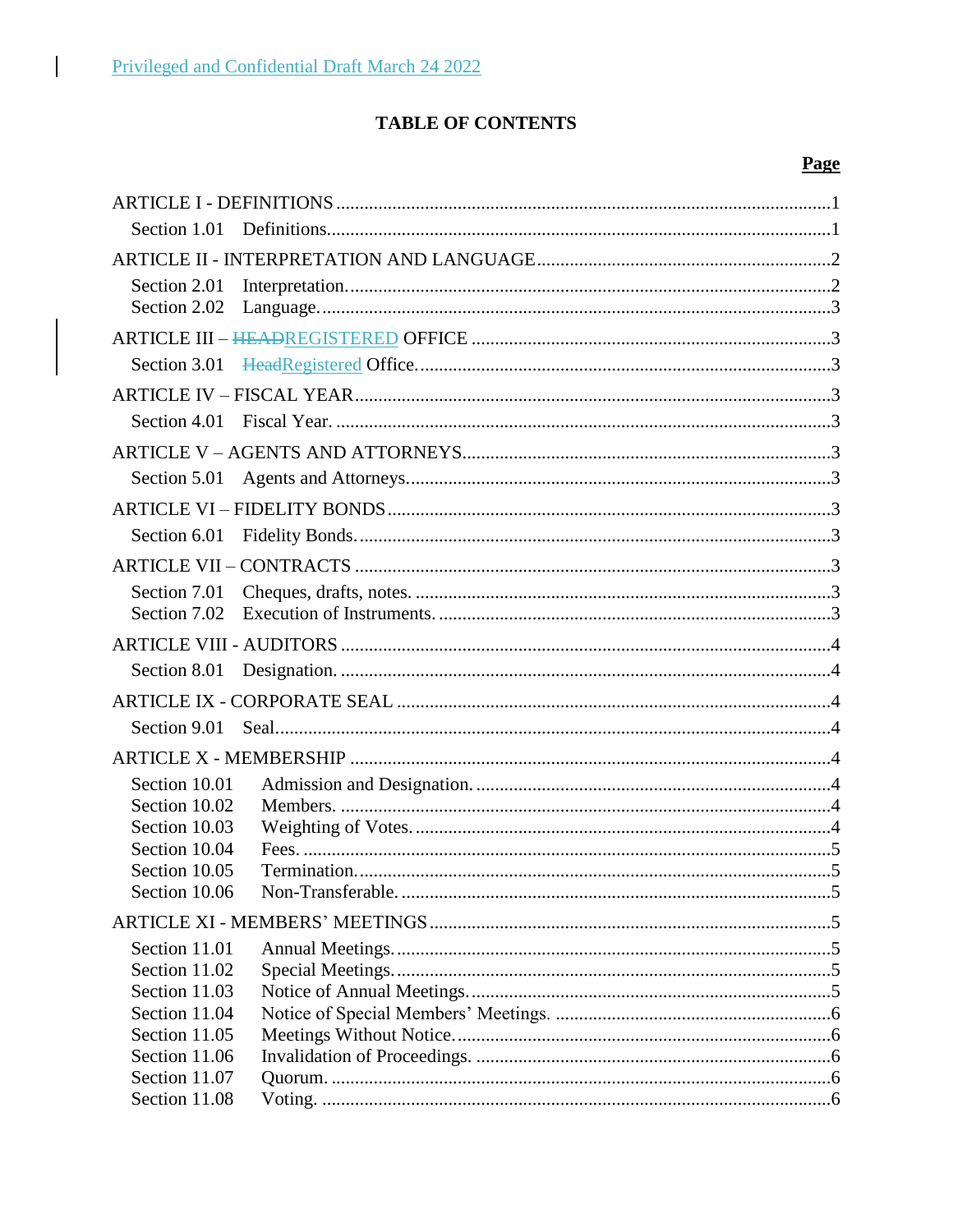Privileged and Confidential Draft March 24 2022

# TABLE OF CONTENTS

**Page**

ARTICLE I - DEFINITIONS .....1

Section 1.01 Definitions .....1

ARTICLE II - INTERPRETATION AND LANGUAGE .....2

Section 2.01 Interpretation .....2
Section 2.02 Language .....3

ARTICLE III – ~~HEAD~~REGISTERED OFFICE .....3

Section 3.01 ~~Head~~Registered Office .....3

ARTICLE IV – FISCAL YEAR .....3

Section 4.01 Fiscal Year .....3

ARTICLE V – AGENTS AND ATTORNEYS .....3

Section 5.01 Agents and Attorneys .....3

ARTICLE VI – FIDELITY BONDS .....3

Section 6.01 Fidelity Bonds .....3

ARTICLE VII – CONTRACTS .....3

Section 7.01 Cheques, drafts, notes .....3
Section 7.02 Execution of Instruments .....3

ARTICLE VIII - AUDITORS .....4

Section 8.01 Designation .....4

ARTICLE IX - CORPORATE SEAL .....4

Section 9.01 Seal .....4

ARTICLE X - MEMBERSHIP .....4

Section 10.01 Admission and Designation .....4
Section 10.02 Members .....4
Section 10.03 Weighting of Votes .....4
Section 10.04 Fees .....5
Section 10.05 Termination .....5
Section 10.06 Non-Transferable .....5

ARTICLE XI - MEMBERS' MEETINGS .....5

Section 11.01 Annual Meetings .....5
Section 11.02 Special Meetings .....5
Section 11.03 Notice of Annual Meetings .....5
Section 11.04 Notice of Special Members' Meetings .....6
Section 11.05 Meetings Without Notice .....6
Section 11.06 Invalidation of Proceedings .....6
Section 11.07 Quorum .....6
Section 11.08 Voting .....6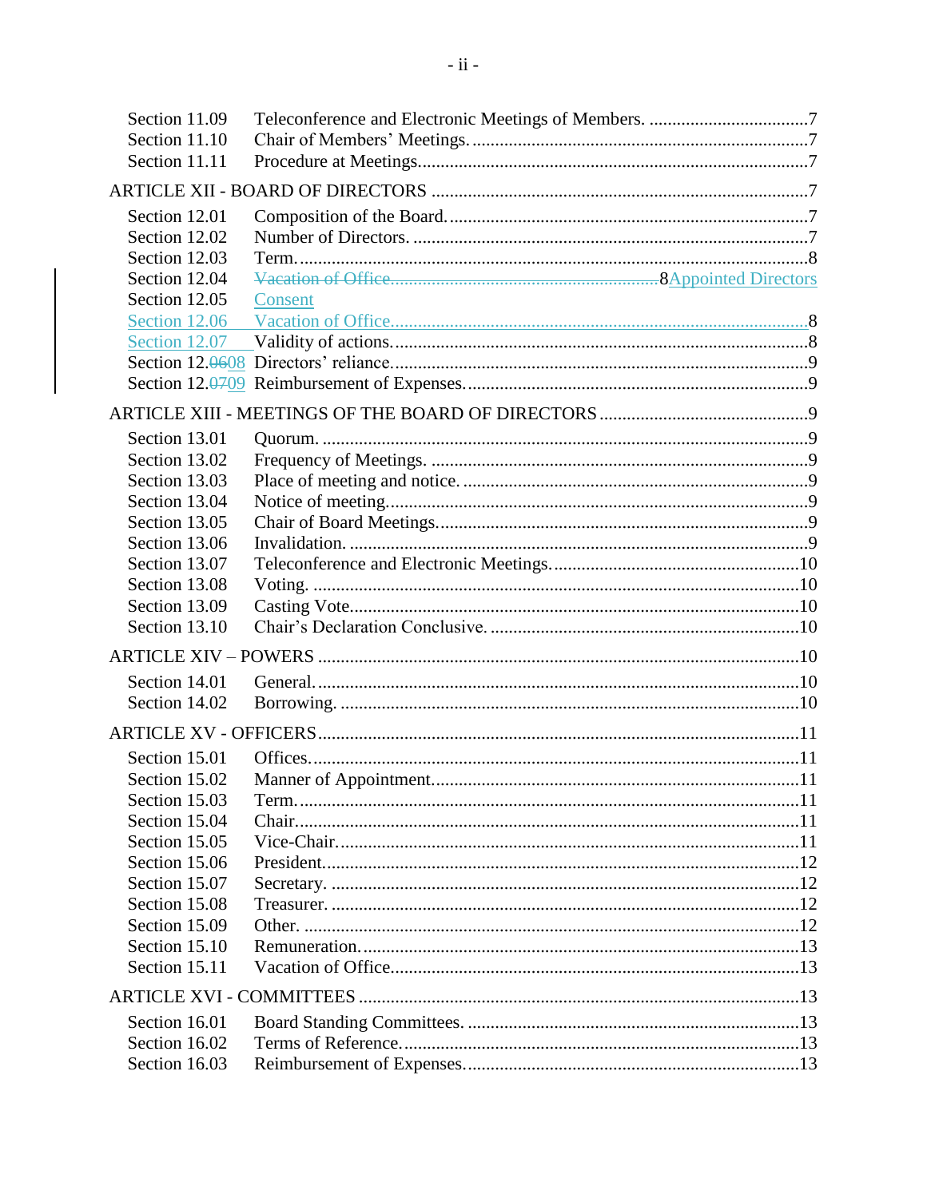| | | |
|---|---|---|
| Section 11.09 | Teleconference and Electronic Meetings of Members. | 7 |
| Section 11.10 | Chair of Members' Meetings. | 7 |
| Section 11.11 | Procedure at Meetings. | 7 |
| **ARTICLE XII - BOARD OF DIRECTORS** | | 7 |
| Section 12.01 | Composition of the Board. | 7 |
| Section 12.02 | Number of Directors. | 7 |
| Section 12.03 | Term. | 8 |
| Section 12.04 | ~~Vacation of Office.~~ ~~8~~ Appointed Directors | |
| Section 12.05 | Consent | |
| Section 12.06 | Vacation of Office. | 8 |
| Section 12.07 | Validity of actions. | 8 |
| Section 12.~~06~~08 | Directors' reliance. | 9 |
| Section 12.~~07~~09 | Reimbursement of Expenses. | 9 |
| **ARTICLE XIII - MEETINGS OF THE BOARD OF DIRECTORS** | | 9 |
| Section 13.01 | Quorum. | 9 |
| Section 13.02 | Frequency of Meetings. | 9 |
| Section 13.03 | Place of meeting and notice. | 9 |
| Section 13.04 | Notice of meeting. | 9 |
| Section 13.05 | Chair of Board Meetings. | 9 |
| Section 13.06 | Invalidation. | 9 |
| Section 13.07 | Teleconference and Electronic Meetings. | 10 |
| Section 13.08 | Voting. | 10 |
| Section 13.09 | Casting Vote. | 10 |
| Section 13.10 | Chair's Declaration Conclusive. | 10 |
| **ARTICLE XIV – POWERS** | | 10 |
| Section 14.01 | General. | 10 |
| Section 14.02 | Borrowing. | 10 |
| **ARTICLE XV - OFFICERS** | | 11 |
| Section 15.01 | Offices. | 11 |
| Section 15.02 | Manner of Appointment. | 11 |
| Section 15.03 | Term. | 11 |
| Section 15.04 | Chair. | 11 |
| Section 15.05 | Vice-Chair. | 11 |
| Section 15.06 | President. | 12 |
| Section 15.07 | Secretary. | 12 |
| Section 15.08 | Treasurer. | 12 |
| Section 15.09 | Other. | 12 |
| Section 15.10 | Remuneration. | 13 |
| Section 15.11 | Vacation of Office. | 13 |
| **ARTICLE XVI - COMMITTEES** | | 13 |
| Section 16.01 | Board Standing Committees. | 13 |
| Section 16.02 | Terms of Reference. | 13 |
| Section 16.03 | Reimbursement of Expenses. | 13 |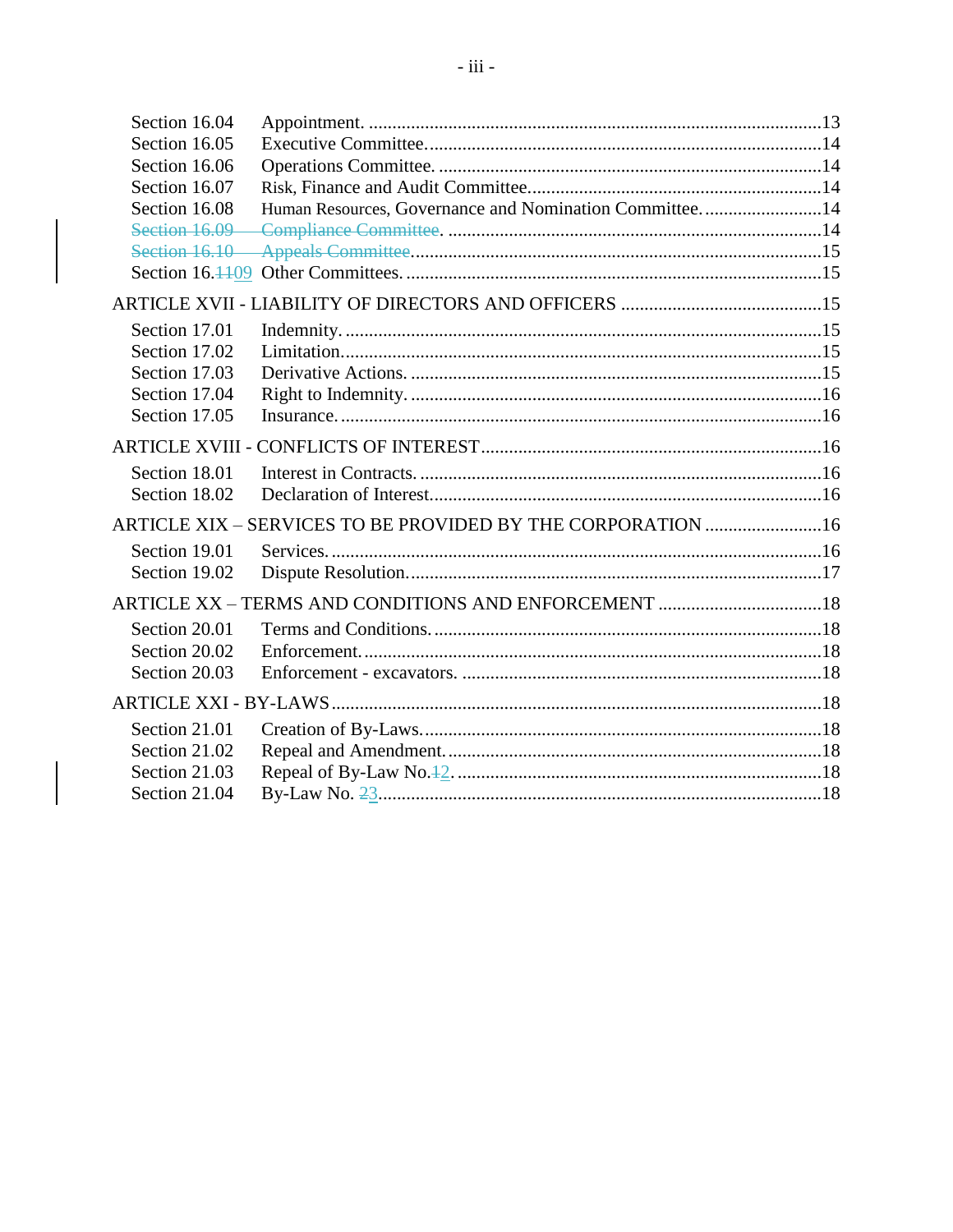| | | |
|---|---|---|
| Section 16.04 | Appointment. | 13 |
| Section 16.05 | Executive Committee. | 14 |
| Section 16.06 | Operations Committee. | 14 |
| Section 16.07 | Risk, Finance and Audit Committee. | 14 |
| Section 16.08 | Human Resources, Governance and Nomination Committee. | 14 |
| ~~Section 16.09~~ | ~~Compliance Committee~~. | 14 |
| ~~Section 16.10~~ | ~~Appeals Committee~~. | 15 |
| Section 16.~~11~~09 | Other Committees. | 15 |

ARTICLE XVII - LIABILITY OF DIRECTORS AND OFFICERS ....15

| | | |
|---|---|---|
| Section 17.01 | Indemnity. | 15 |
| Section 17.02 | Limitation. | 15 |
| Section 17.03 | Derivative Actions. | 15 |
| Section 17.04 | Right to Indemnity. | 16 |
| Section 17.05 | Insurance. | 16 |

ARTICLE XVIII - CONFLICTS OF INTEREST ....16

| | | |
|---|---|---|
| Section 18.01 | Interest in Contracts. | 16 |
| Section 18.02 | Declaration of Interest. | 16 |

ARTICLE XIX – SERVICES TO BE PROVIDED BY THE CORPORATION ....16

| | | |
|---|---|---|
| Section 19.01 | Services. | 16 |
| Section 19.02 | Dispute Resolution. | 17 |

ARTICLE XX – TERMS AND CONDITIONS AND ENFORCEMENT ....18

| | | |
|---|---|---|
| Section 20.01 | Terms and Conditions. | 18 |
| Section 20.02 | Enforcement. | 18 |
| Section 20.03 | Enforcement - excavators. | 18 |

ARTICLE XXI - BY-LAWS ....18

| | | |
|---|---|---|
| Section 21.01 | Creation of By-Laws. | 18 |
| Section 21.02 | Repeal and Amendment. | 18 |
| Section 21.03 | Repeal of By-Law No.~~1~~2. | 18 |
| Section 21.04 | By-Law No. ~~2~~3 | 18 |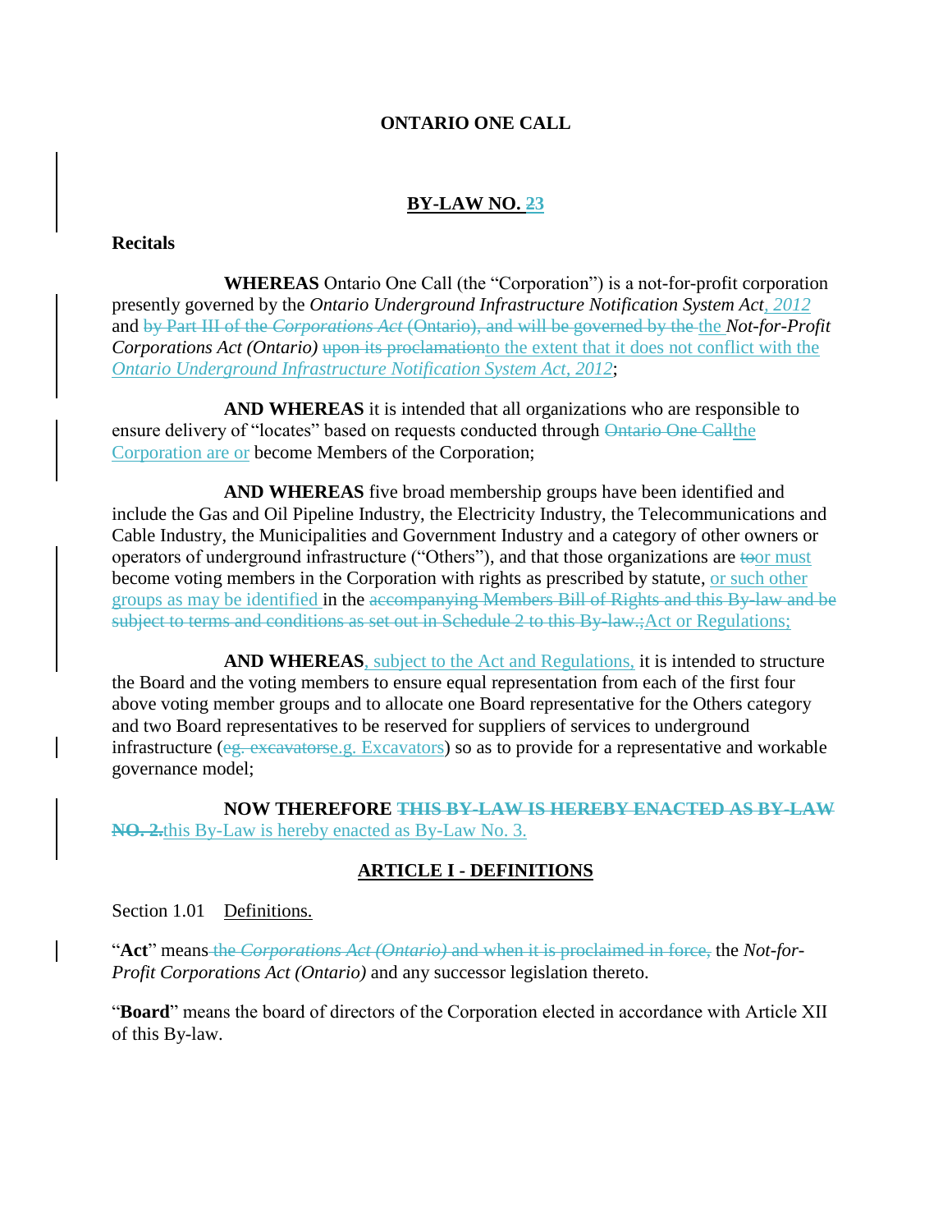**ONTARIO ONE CALL**

**BY-LAW NO. ~~2~~3**

**Recitals**

**WHEREAS** Ontario One Call (the "Corporation") is a not-for-profit corporation presently governed by the *Ontario Underground Infrastructure Notification System Act, 2012* and ~~by Part III of the *Corporations Act* (Ontario), and will be governed by the~~ the *Not-for-Profit Corporations Act (Ontario)* ~~upon its proclamation~~to the extent that it does not conflict with the *Ontario Underground Infrastructure Notification System Act, 2012*;

**AND WHEREAS** it is intended that all organizations who are responsible to ensure delivery of "locates" based on requests conducted through ~~Ontario One Call~~the Corporation are or become Members of the Corporation;

**AND WHEREAS** five broad membership groups have been identified and include the Gas and Oil Pipeline Industry, the Electricity Industry, the Telecommunications and Cable Industry, the Municipalities and Government Industry and a category of other owners or operators of underground infrastructure ("Others"), and that those organizations are ~~to~~or must become voting members in the Corporation with rights as prescribed by statute, or such other groups as may be identified in the ~~accompanying Members Bill of Rights and this By-law and be subject to terms and conditions as set out in Schedule 2 to this By-law.;~~Act or Regulations;

**AND WHEREAS**, subject to the Act and Regulations, it is intended to structure the Board and the voting members to ensure equal representation from each of the first four above voting member groups and to allocate one Board representative for the Others category and two Board representatives to be reserved for suppliers of services to underground infrastructure (~~eg. excavators~~e.g. Excavators) so as to provide for a representative and workable governance model;

**NOW THEREFORE** ~~**THIS BY-LAW IS HEREBY ENACTED AS BY-LAW NO. 2.**~~this By-Law is hereby enacted as By-Law No. 3.

## ARTICLE I - DEFINITIONS

Section 1.01 Definitions.

"**Act**" means ~~the *Corporations Act (Ontario)* and when it is proclaimed in force,~~ the *Not-for-Profit Corporations Act (Ontario)* and any successor legislation thereto.

"**Board**" means the board of directors of the Corporation elected in accordance with Article XII of this By-law.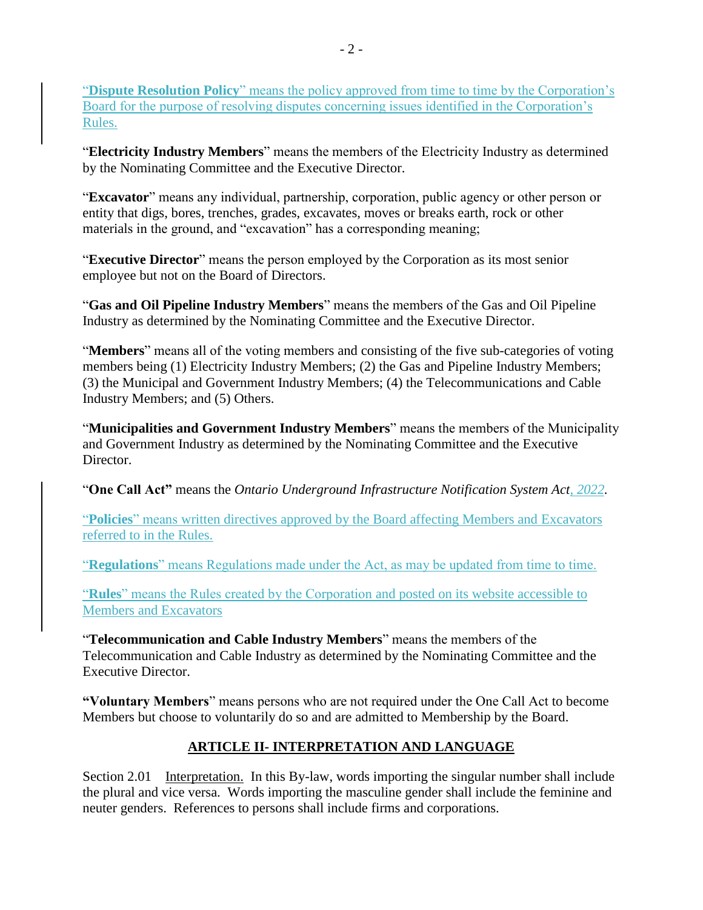"**Dispute Resolution Policy**" means the policy approved from time to time by the Corporation's Board for the purpose of resolving disputes concerning issues identified in the Corporation's Rules.

"**Electricity Industry Members**" means the members of the Electricity Industry as determined by the Nominating Committee and the Executive Director.

"**Excavator**" means any individual, partnership, corporation, public agency or other person or entity that digs, bores, trenches, grades, excavates, moves or breaks earth, rock or other materials in the ground, and "excavation" has a corresponding meaning;

"**Executive Director**" means the person employed by the Corporation as its most senior employee but not on the Board of Directors.

"**Gas and Oil Pipeline Industry Members**" means the members of the Gas and Oil Pipeline Industry as determined by the Nominating Committee and the Executive Director.

"**Members**" means all of the voting members and consisting of the five sub-categories of voting members being (1) Electricity Industry Members; (2) the Gas and Pipeline Industry Members; (3) the Municipal and Government Industry Members; (4) the Telecommunications and Cable Industry Members; and (5) Others.

"**Municipalities and Government Industry Members**" means the members of the Municipality and Government Industry as determined by the Nominating Committee and the Executive Director.

"**One Call Act"** means the *Ontario Underground Infrastructure Notification System Act, 2022*.

"**Policies**" means written directives approved by the Board affecting Members and Excavators referred to in the Rules.

"**Regulations**" means Regulations made under the Act, as may be updated from time to time.

"**Rules**" means the Rules created by the Corporation and posted on its website accessible to Members and Excavators

"**Telecommunication and Cable Industry Members**" means the members of the Telecommunication and Cable Industry as determined by the Nominating Committee and the Executive Director.

**"Voluntary Members**" means persons who are not required under the One Call Act to become Members but choose to voluntarily do so and are admitted to Membership by the Board.

## ARTICLE II- INTERPRETATION AND LANGUAGE

Section 2.01 Interpretation. In this By-law, words importing the singular number shall include the plural and vice versa. Words importing the masculine gender shall include the feminine and neuter genders. References to persons shall include firms and corporations.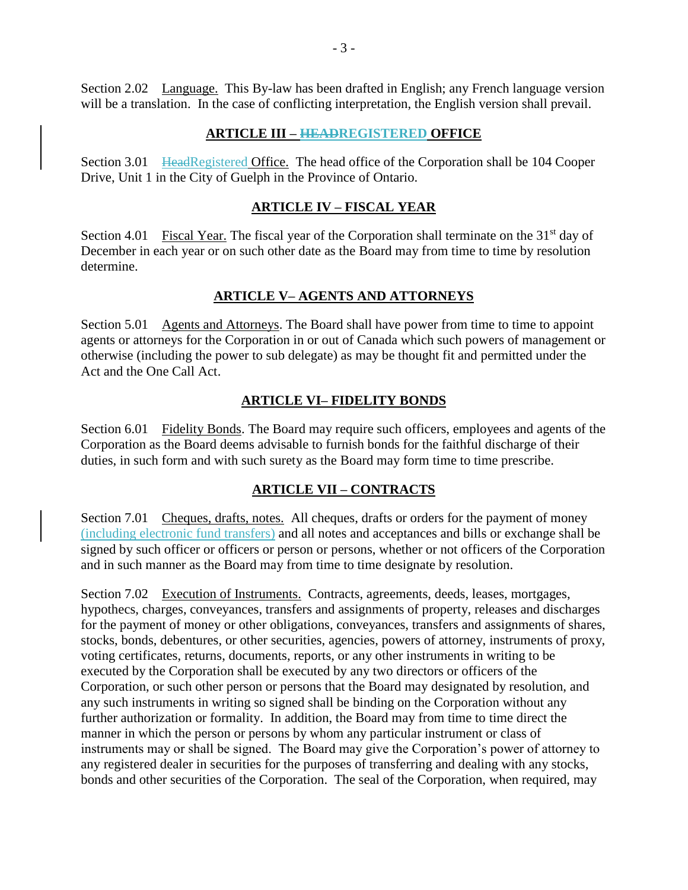Section 2.02 Language. This By-law has been drafted in English; any French language version will be a translation. In the case of conflicting interpretation, the English version shall prevail.

## ARTICLE III – ~~HEAD~~REGISTERED OFFICE

Section 3.01 ~~Head~~Registered Office. The head office of the Corporation shall be 104 Cooper Drive, Unit 1 in the City of Guelph in the Province of Ontario.

## ARTICLE IV – FISCAL YEAR

Section 4.01 Fiscal Year. The fiscal year of the Corporation shall terminate on the 31st day of December in each year or on such other date as the Board may from time to time by resolution determine.

## ARTICLE V– AGENTS AND ATTORNEYS

Section 5.01 Agents and Attorneys. The Board shall have power from time to time to appoint agents or attorneys for the Corporation in or out of Canada which such powers of management or otherwise (including the power to sub delegate) as may be thought fit and permitted under the Act and the One Call Act.

## ARTICLE VI– FIDELITY BONDS

Section 6.01 Fidelity Bonds. The Board may require such officers, employees and agents of the Corporation as the Board deems advisable to furnish bonds for the faithful discharge of their duties, in such form and with such surety as the Board may form time to time prescribe.

## ARTICLE VII – CONTRACTS

Section 7.01 Cheques, drafts, notes. All cheques, drafts or orders for the payment of money (including electronic fund transfers) and all notes and acceptances and bills or exchange shall be signed by such officer or officers or person or persons, whether or not officers of the Corporation and in such manner as the Board may from time to time designate by resolution.

Section 7.02 Execution of Instruments. Contracts, agreements, deeds, leases, mortgages, hypothecs, charges, conveyances, transfers and assignments of property, releases and discharges for the payment of money or other obligations, conveyances, transfers and assignments of shares, stocks, bonds, debentures, or other securities, agencies, powers of attorney, instruments of proxy, voting certificates, returns, documents, reports, or any other instruments in writing to be executed by the Corporation shall be executed by any two directors or officers of the Corporation, or such other person or persons that the Board may designated by resolution, and any such instruments in writing so signed shall be binding on the Corporation without any further authorization or formality. In addition, the Board may from time to time direct the manner in which the person or persons by whom any particular instrument or class of instruments may or shall be signed. The Board may give the Corporation's power of attorney to any registered dealer in securities for the purposes of transferring and dealing with any stocks, bonds and other securities of the Corporation. The seal of the Corporation, when required, may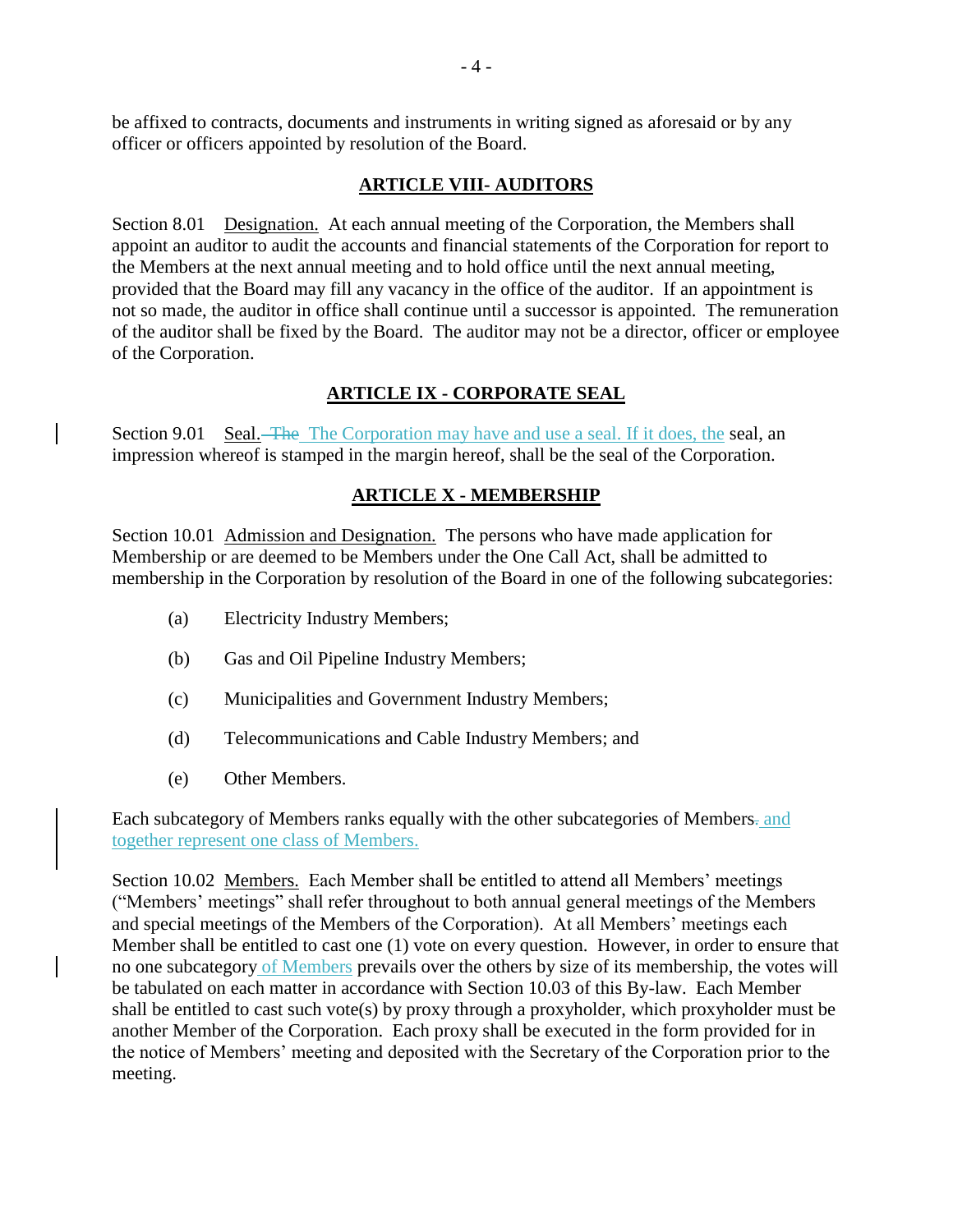be affixed to contracts, documents and instruments in writing signed as aforesaid or by any officer or officers appointed by resolution of the Board.

## ARTICLE VIII- AUDITORS

Section 8.01 Designation. At each annual meeting of the Corporation, the Members shall appoint an auditor to audit the accounts and financial statements of the Corporation for report to the Members at the next annual meeting and to hold office until the next annual meeting, provided that the Board may fill any vacancy in the office of the auditor. If an appointment is not so made, the auditor in office shall continue until a successor is appointed. The remuneration of the auditor shall be fixed by the Board. The auditor may not be a director, officer or employee of the Corporation.

## ARTICLE IX - CORPORATE SEAL

Section 9.01 Seal. ~~The~~ The Corporation may have and use a seal. If it does, the seal, an impression whereof is stamped in the margin hereof, shall be the seal of the Corporation.

## ARTICLE X - MEMBERSHIP

Section 10.01 Admission and Designation. The persons who have made application for Membership or are deemed to be Members under the One Call Act, shall be admitted to membership in the Corporation by resolution of the Board in one of the following subcategories:

(a) Electricity Industry Members;

(b) Gas and Oil Pipeline Industry Members;

(c) Municipalities and Government Industry Members;

(d) Telecommunications and Cable Industry Members; and

(e) Other Members.

Each subcategory of Members ranks equally with the other subcategories of Members~~.~~ and together represent one class of Members.

Section 10.02 Members. Each Member shall be entitled to attend all Members' meetings ("Members' meetings" shall refer throughout to both annual general meetings of the Members and special meetings of the Members of the Corporation). At all Members' meetings each Member shall be entitled to cast one (1) vote on every question. However, in order to ensure that no one subcategory of Members prevails over the others by size of its membership, the votes will be tabulated on each matter in accordance with Section 10.03 of this By-law. Each Member shall be entitled to cast such vote(s) by proxy through a proxyholder, which proxyholder must be another Member of the Corporation. Each proxy shall be executed in the form provided for in the notice of Members' meeting and deposited with the Secretary of the Corporation prior to the meeting.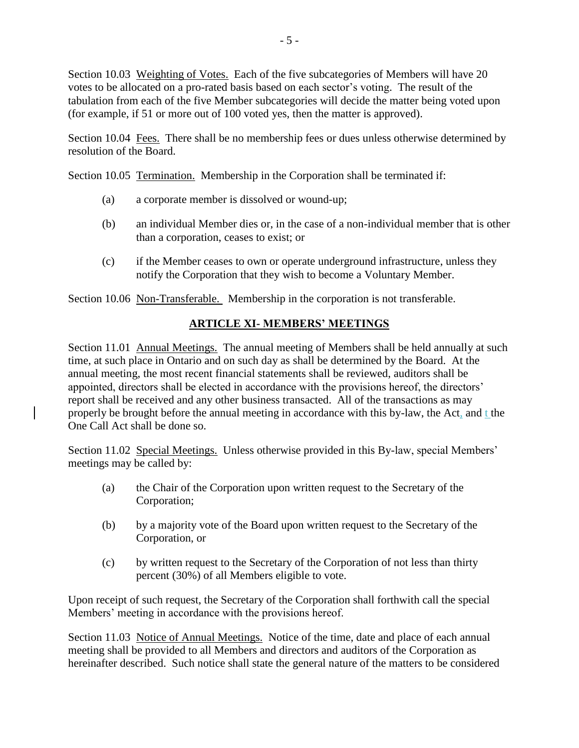Section 10.03 Weighting of Votes. Each of the five subcategories of Members will have 20 votes to be allocated on a pro-rated basis based on each sector's voting. The result of the tabulation from each of the five Member subcategories will decide the matter being voted upon (for example, if 51 or more out of 100 voted yes, then the matter is approved).

Section 10.04 Fees. There shall be no membership fees or dues unless otherwise determined by resolution of the Board.

Section 10.05 Termination. Membership in the Corporation shall be terminated if:

(a) a corporate member is dissolved or wound-up;

(b) an individual Member dies or, in the case of a non-individual member that is other than a corporation, ceases to exist; or

(c) if the Member ceases to own or operate underground infrastructure, unless they notify the Corporation that they wish to become a Voluntary Member.

Section 10.06 Non-Transferable. Membership in the corporation is not transferable.

## ARTICLE XI- MEMBERS' MEETINGS

Section 11.01 Annual Meetings. The annual meeting of Members shall be held annually at such time, at such place in Ontario and on such day as shall be determined by the Board. At the annual meeting, the most recent financial statements shall be reviewed, auditors shall be appointed, directors shall be elected in accordance with the provisions hereof, the directors' report shall be received and any other business transacted. All of the transactions as may properly be brought before the annual meeting in accordance with this by-law, the Act, and t the One Call Act shall be done so.

Section 11.02 Special Meetings. Unless otherwise provided in this By-law, special Members' meetings may be called by:

(a) the Chair of the Corporation upon written request to the Secretary of the Corporation;

(b) by a majority vote of the Board upon written request to the Secretary of the Corporation, or

(c) by written request to the Secretary of the Corporation of not less than thirty percent (30%) of all Members eligible to vote.

Upon receipt of such request, the Secretary of the Corporation shall forthwith call the special Members' meeting in accordance with the provisions hereof.

Section 11.03 Notice of Annual Meetings. Notice of the time, date and place of each annual meeting shall be provided to all Members and directors and auditors of the Corporation as hereinafter described. Such notice shall state the general nature of the matters to be considered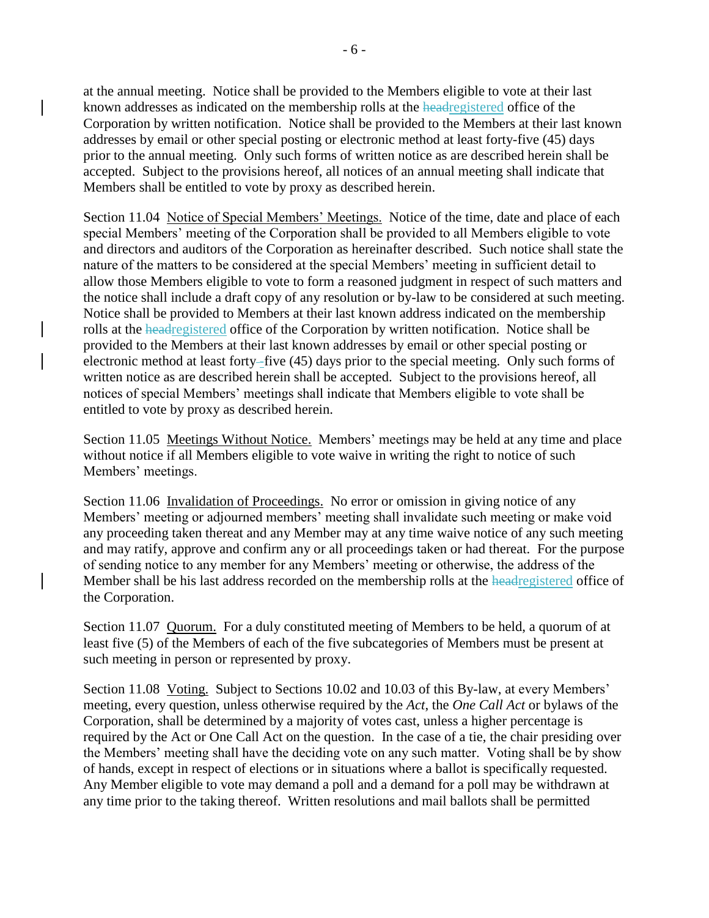at the annual meeting. Notice shall be provided to the Members eligible to vote at their last known addresses as indicated on the membership rolls at the ~~head~~registered office of the Corporation by written notification. Notice shall be provided to the Members at their last known addresses by email or other special posting or electronic method at least forty-five (45) days prior to the annual meeting. Only such forms of written notice as are described herein shall be accepted. Subject to the provisions hereof, all notices of an annual meeting shall indicate that Members shall be entitled to vote by proxy as described herein.

Section 11.04 Notice of Special Members' Meetings. Notice of the time, date and place of each special Members' meeting of the Corporation shall be provided to all Members eligible to vote and directors and auditors of the Corporation as hereinafter described. Such notice shall state the nature of the matters to be considered at the special Members' meeting in sufficient detail to allow those Members eligible to vote to form a reasoned judgment in respect of such matters and the notice shall include a draft copy of any resolution or by-law to be considered at such meeting. Notice shall be provided to Members at their last known address indicated on the membership rolls at the ~~head~~registered office of the Corporation by written notification. Notice shall be provided to the Members at their last known addresses by email or other special posting or electronic method at least forty-five (45) days prior to the special meeting. Only such forms of written notice as are described herein shall be accepted. Subject to the provisions hereof, all notices of special Members' meetings shall indicate that Members eligible to vote shall be entitled to vote by proxy as described herein.

Section 11.05 Meetings Without Notice. Members' meetings may be held at any time and place without notice if all Members eligible to vote waive in writing the right to notice of such Members' meetings.

Section 11.06 Invalidation of Proceedings. No error or omission in giving notice of any Members' meeting or adjourned members' meeting shall invalidate such meeting or make void any proceeding taken thereat and any Member may at any time waive notice of any such meeting and may ratify, approve and confirm any or all proceedings taken or had thereat. For the purpose of sending notice to any member for any Members' meeting or otherwise, the address of the Member shall be his last address recorded on the membership rolls at the ~~head~~registered office of the Corporation.

Section 11.07 Quorum. For a duly constituted meeting of Members to be held, a quorum of at least five (5) of the Members of each of the five subcategories of Members must be present at such meeting in person or represented by proxy.

Section 11.08 Voting. Subject to Sections 10.02 and 10.03 of this By-law, at every Members' meeting, every question, unless otherwise required by the *Act*, the *One Call Act* or bylaws of the Corporation, shall be determined by a majority of votes cast, unless a higher percentage is required by the Act or One Call Act on the question. In the case of a tie, the chair presiding over the Members' meeting shall have the deciding vote on any such matter. Voting shall be by show of hands, except in respect of elections or in situations where a ballot is specifically requested. Any Member eligible to vote may demand a poll and a demand for a poll may be withdrawn at any time prior to the taking thereof. Written resolutions and mail ballots shall be permitted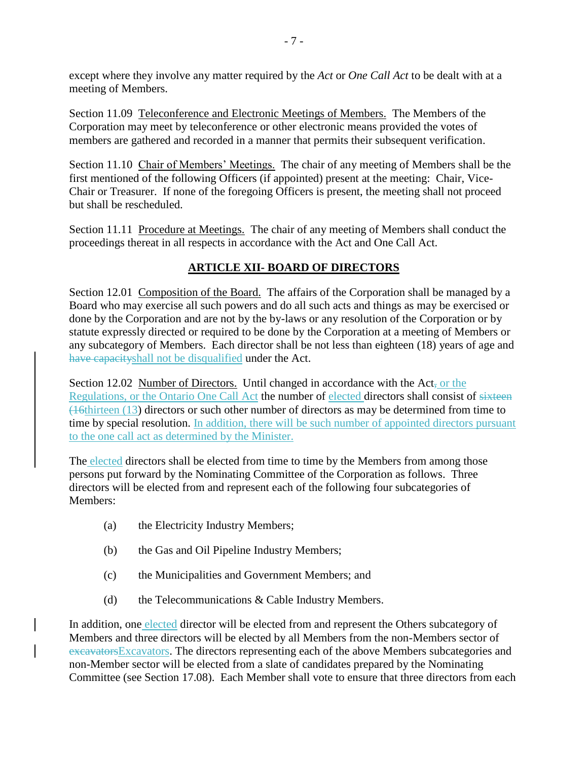except where they involve any matter required by the *Act* or *One Call Act* to be dealt with at a meeting of Members.

Section 11.09 Teleconference and Electronic Meetings of Members. The Members of the Corporation may meet by teleconference or other electronic means provided the votes of members are gathered and recorded in a manner that permits their subsequent verification.

Section 11.10 Chair of Members' Meetings. The chair of any meeting of Members shall be the first mentioned of the following Officers (if appointed) present at the meeting: Chair, Vice-Chair or Treasurer. If none of the foregoing Officers is present, the meeting shall not proceed but shall be rescheduled.

Section 11.11 Procedure at Meetings. The chair of any meeting of Members shall conduct the proceedings thereat in all respects in accordance with the Act and One Call Act.

## ARTICLE XII- BOARD OF DIRECTORS

Section 12.01 Composition of the Board. The affairs of the Corporation shall be managed by a Board who may exercise all such powers and do all such acts and things as may be exercised or done by the Corporation and are not by the by-laws or any resolution of the Corporation or by statute expressly directed or required to be done by the Corporation at a meeting of Members or any subcategory of Members. Each director shall be not less than eighteen (18) years of age and ~~have capacity~~shall not be disqualified under the Act.

Section 12.02 Number of Directors. Until changed in accordance with the Act~~,~~ or the Regulations, or the Ontario One Call Act the number of elected directors shall consist of ~~sixteen (16~~thirteen (13) directors or such other number of directors as may be determined from time to time by special resolution. In addition, there will be such number of appointed directors pursuant to the one call act as determined by the Minister.

The elected directors shall be elected from time to time by the Members from among those persons put forward by the Nominating Committee of the Corporation as follows. Three directors will be elected from and represent each of the following four subcategories of Members:

(a) the Electricity Industry Members;

(b) the Gas and Oil Pipeline Industry Members;

(c) the Municipalities and Government Members; and

(d) the Telecommunications & Cable Industry Members.

In addition, one elected director will be elected from and represent the Others subcategory of Members and three directors will be elected by all Members from the non-Members sector of ~~excavators~~Excavators. The directors representing each of the above Members subcategories and non-Member sector will be elected from a slate of candidates prepared by the Nominating Committee (see Section 17.08). Each Member shall vote to ensure that three directors from each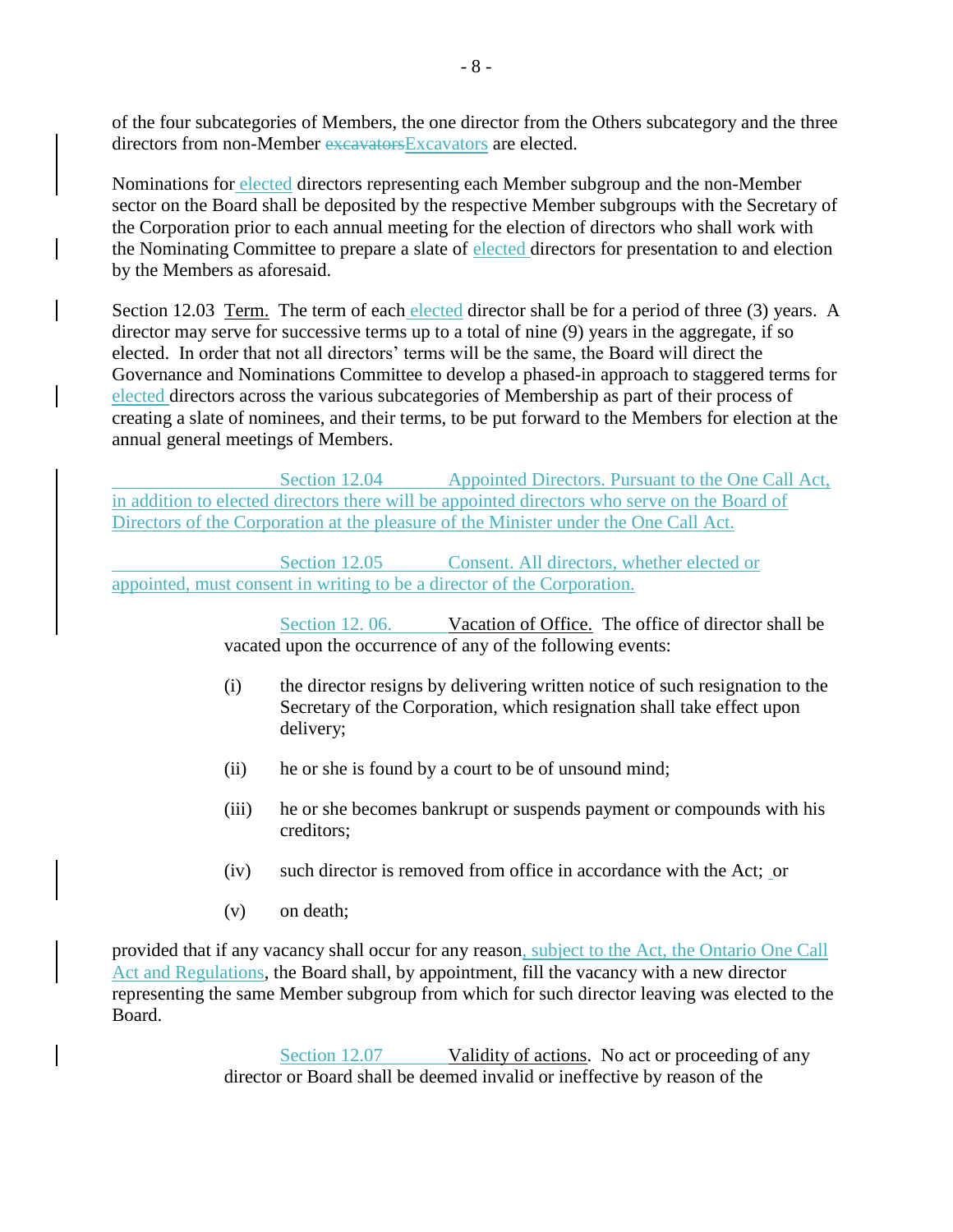of the four subcategories of Members, the one director from the Others subcategory and the three directors from non-Member ~~excavators~~Excavators are elected.

Nominations for elected directors representing each Member subgroup and the non-Member sector on the Board shall be deposited by the respective Member subgroups with the Secretary of the Corporation prior to each annual meeting for the election of directors who shall work with the Nominating Committee to prepare a slate of elected directors for presentation to and election by the Members as aforesaid.

Section 12.03 Term. The term of each elected director shall be for a period of three (3) years. A director may serve for successive terms up to a total of nine (9) years in the aggregate, if so elected. In order that not all directors' terms will be the same, the Board will direct the Governance and Nominations Committee to develop a phased-in approach to staggered terms for elected directors across the various subcategories of Membership as part of their process of creating a slate of nominees, and their terms, to be put forward to the Members for election at the annual general meetings of Members.

Section 12.04 Appointed Directors. Pursuant to the One Call Act, in addition to elected directors there will be appointed directors who serve on the Board of Directors of the Corporation at the pleasure of the Minister under the One Call Act.

Section 12.05 Consent. All directors, whether elected or appointed, must consent in writing to be a director of the Corporation.

Section 12. 06. Vacation of Office. The office of director shall be vacated upon the occurrence of any of the following events:

(i) the director resigns by delivering written notice of such resignation to the Secretary of the Corporation, which resignation shall take effect upon delivery;

(ii) he or she is found by a court to be of unsound mind;

(iii) he or she becomes bankrupt or suspends payment or compounds with his creditors;

(iv) such director is removed from office in accordance with the Act; or

(v) on death;

provided that if any vacancy shall occur for any reason, subject to the Act, the Ontario One Call Act and Regulations, the Board shall, by appointment, fill the vacancy with a new director representing the same Member subgroup from which for such director leaving was elected to the Board.

Section 12.07 Validity of actions. No act or proceeding of any director or Board shall be deemed invalid or ineffective by reason of the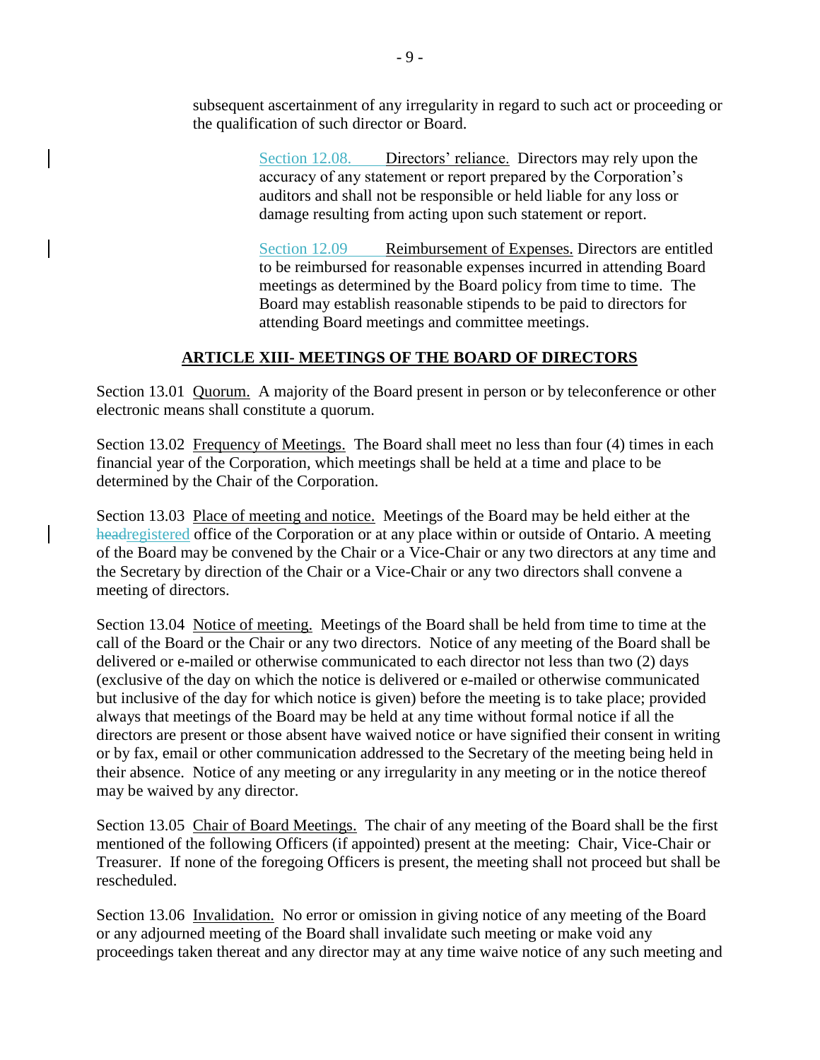subsequent ascertainment of any irregularity in regard to such act or proceeding or the qualification of such director or Board.

Section 12.08. Directors' reliance. Directors may rely upon the accuracy of any statement or report prepared by the Corporation's auditors and shall not be responsible or held liable for any loss or damage resulting from acting upon such statement or report.

Section 12.09 Reimbursement of Expenses. Directors are entitled to be reimbursed for reasonable expenses incurred in attending Board meetings as determined by the Board policy from time to time. The Board may establish reasonable stipends to be paid to directors for attending Board meetings and committee meetings.

## ARTICLE XIII- MEETINGS OF THE BOARD OF DIRECTORS

Section 13.01 Quorum. A majority of the Board present in person or by teleconference or other electronic means shall constitute a quorum.

Section 13.02 Frequency of Meetings. The Board shall meet no less than four (4) times in each financial year of the Corporation, which meetings shall be held at a time and place to be determined by the Chair of the Corporation.

Section 13.03 Place of meeting and notice. Meetings of the Board may be held either at the ~~head~~registered office of the Corporation or at any place within or outside of Ontario. A meeting of the Board may be convened by the Chair or a Vice-Chair or any two directors at any time and the Secretary by direction of the Chair or a Vice-Chair or any two directors shall convene a meeting of directors.

Section 13.04 Notice of meeting. Meetings of the Board shall be held from time to time at the call of the Board or the Chair or any two directors. Notice of any meeting of the Board shall be delivered or e-mailed or otherwise communicated to each director not less than two (2) days (exclusive of the day on which the notice is delivered or e-mailed or otherwise communicated but inclusive of the day for which notice is given) before the meeting is to take place; provided always that meetings of the Board may be held at any time without formal notice if all the directors are present or those absent have waived notice or have signified their consent in writing or by fax, email or other communication addressed to the Secretary of the meeting being held in their absence. Notice of any meeting or any irregularity in any meeting or in the notice thereof may be waived by any director.

Section 13.05 Chair of Board Meetings. The chair of any meeting of the Board shall be the first mentioned of the following Officers (if appointed) present at the meeting: Chair, Vice-Chair or Treasurer. If none of the foregoing Officers is present, the meeting shall not proceed but shall be rescheduled.

Section 13.06 Invalidation. No error or omission in giving notice of any meeting of the Board or any adjourned meeting of the Board shall invalidate such meeting or make void any proceedings taken thereat and any director may at any time waive notice of any such meeting and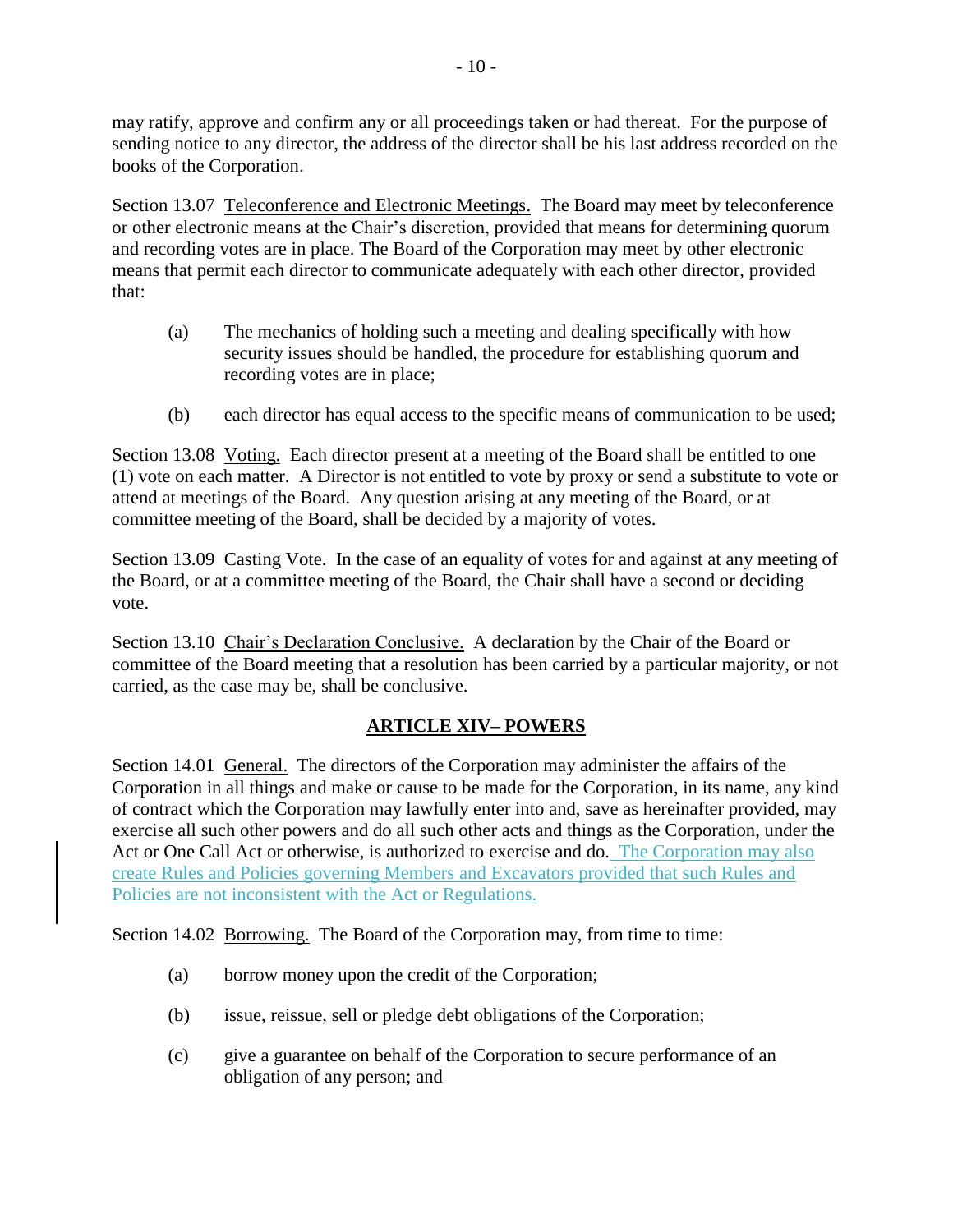may ratify, approve and confirm any or all proceedings taken or had thereat. For the purpose of sending notice to any director, the address of the director shall be his last address recorded on the books of the Corporation.

Section 13.07 Teleconference and Electronic Meetings. The Board may meet by teleconference or other electronic means at the Chair's discretion, provided that means for determining quorum and recording votes are in place. The Board of the Corporation may meet by other electronic means that permit each director to communicate adequately with each other director, provided that:

(a) The mechanics of holding such a meeting and dealing specifically with how security issues should be handled, the procedure for establishing quorum and recording votes are in place;

(b) each director has equal access to the specific means of communication to be used;

Section 13.08 Voting. Each director present at a meeting of the Board shall be entitled to one (1) vote on each matter. A Director is not entitled to vote by proxy or send a substitute to vote or attend at meetings of the Board. Any question arising at any meeting of the Board, or at committee meeting of the Board, shall be decided by a majority of votes.

Section 13.09 Casting Vote. In the case of an equality of votes for and against at any meeting of the Board, or at a committee meeting of the Board, the Chair shall have a second or deciding vote.

Section 13.10 Chair's Declaration Conclusive. A declaration by the Chair of the Board or committee of the Board meeting that a resolution has been carried by a particular majority, or not carried, as the case may be, shall be conclusive.

## ARTICLE XIV– POWERS

Section 14.01 General. The directors of the Corporation may administer the affairs of the Corporation in all things and make or cause to be made for the Corporation, in its name, any kind of contract which the Corporation may lawfully enter into and, save as hereinafter provided, may exercise all such other powers and do all such other acts and things as the Corporation, under the Act or One Call Act or otherwise, is authorized to exercise and do. The Corporation may also create Rules and Policies governing Members and Excavators provided that such Rules and Policies are not inconsistent with the Act or Regulations.

Section 14.02 Borrowing. The Board of the Corporation may, from time to time:

(a) borrow money upon the credit of the Corporation;

(b) issue, reissue, sell or pledge debt obligations of the Corporation;

(c) give a guarantee on behalf of the Corporation to secure performance of an obligation of any person; and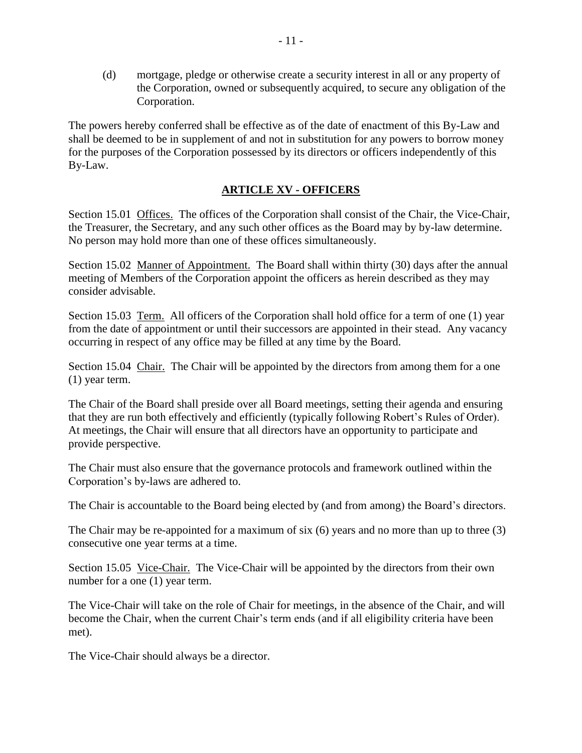(d) mortgage, pledge or otherwise create a security interest in all or any property of the Corporation, owned or subsequently acquired, to secure any obligation of the Corporation.

The powers hereby conferred shall be effective as of the date of enactment of this By-Law and shall be deemed to be in supplement of and not in substitution for any powers to borrow money for the purposes of the Corporation possessed by its directors or officers independently of this By-Law.

## ARTICLE XV - OFFICERS

Section 15.01 Offices. The offices of the Corporation shall consist of the Chair, the Vice-Chair, the Treasurer, the Secretary, and any such other offices as the Board may by by-law determine. No person may hold more than one of these offices simultaneously.

Section 15.02 Manner of Appointment. The Board shall within thirty (30) days after the annual meeting of Members of the Corporation appoint the officers as herein described as they may consider advisable.

Section 15.03 Term. All officers of the Corporation shall hold office for a term of one (1) year from the date of appointment or until their successors are appointed in their stead. Any vacancy occurring in respect of any office may be filled at any time by the Board.

Section 15.04 Chair. The Chair will be appointed by the directors from among them for a one (1) year term.

The Chair of the Board shall preside over all Board meetings, setting their agenda and ensuring that they are run both effectively and efficiently (typically following Robert's Rules of Order). At meetings, the Chair will ensure that all directors have an opportunity to participate and provide perspective.

The Chair must also ensure that the governance protocols and framework outlined within the Corporation's by-laws are adhered to.

The Chair is accountable to the Board being elected by (and from among) the Board's directors.

The Chair may be re-appointed for a maximum of six (6) years and no more than up to three (3) consecutive one year terms at a time.

Section 15.05 Vice-Chair. The Vice-Chair will be appointed by the directors from their own number for a one (1) year term.

The Vice-Chair will take on the role of Chair for meetings, in the absence of the Chair, and will become the Chair, when the current Chair's term ends (and if all eligibility criteria have been met).

The Vice-Chair should always be a director.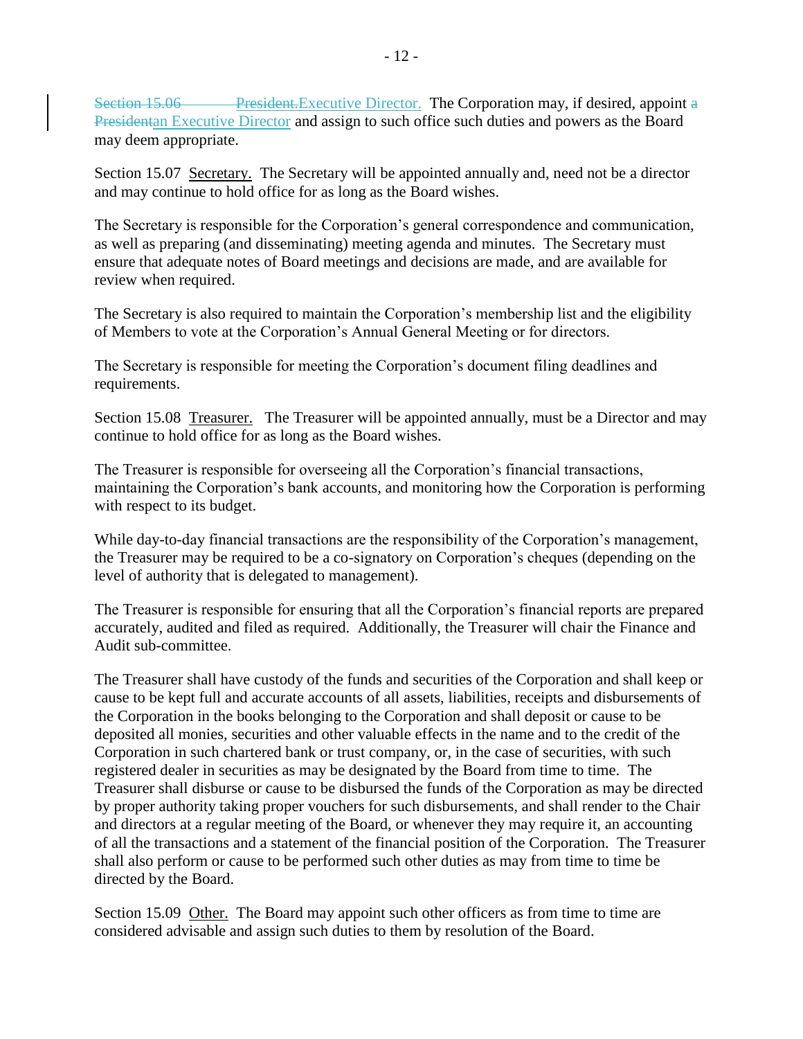Section 15.06 ~~President.~~Executive Director. The Corporation may, if desired, appoint ~~a President~~an Executive Director and assign to such office such duties and powers as the Board may deem appropriate.

Section 15.07 Secretary. The Secretary will be appointed annually and, need not be a director and may continue to hold office for as long as the Board wishes.

The Secretary is responsible for the Corporation's general correspondence and communication, as well as preparing (and disseminating) meeting agenda and minutes. The Secretary must ensure that adequate notes of Board meetings and decisions are made, and are available for review when required.

The Secretary is also required to maintain the Corporation's membership list and the eligibility of Members to vote at the Corporation's Annual General Meeting or for directors.

The Secretary is responsible for meeting the Corporation's document filing deadlines and requirements.

Section 15.08 Treasurer. The Treasurer will be appointed annually, must be a Director and may continue to hold office for as long as the Board wishes.

The Treasurer is responsible for overseeing all the Corporation's financial transactions, maintaining the Corporation's bank accounts, and monitoring how the Corporation is performing with respect to its budget.

While day-to-day financial transactions are the responsibility of the Corporation's management, the Treasurer may be required to be a co-signatory on Corporation's cheques (depending on the level of authority that is delegated to management).

The Treasurer is responsible for ensuring that all the Corporation's financial reports are prepared accurately, audited and filed as required. Additionally, the Treasurer will chair the Finance and Audit sub-committee.

The Treasurer shall have custody of the funds and securities of the Corporation and shall keep or cause to be kept full and accurate accounts of all assets, liabilities, receipts and disbursements of the Corporation in the books belonging to the Corporation and shall deposit or cause to be deposited all monies, securities and other valuable effects in the name and to the credit of the Corporation in such chartered bank or trust company, or, in the case of securities, with such registered dealer in securities as may be designated by the Board from time to time. The Treasurer shall disburse or cause to be disbursed the funds of the Corporation as may be directed by proper authority taking proper vouchers for such disbursements, and shall render to the Chair and directors at a regular meeting of the Board, or whenever they may require it, an accounting of all the transactions and a statement of the financial position of the Corporation. The Treasurer shall also perform or cause to be performed such other duties as may from time to time be directed by the Board.

Section 15.09 Other. The Board may appoint such other officers as from time to time are considered advisable and assign such duties to them by resolution of the Board.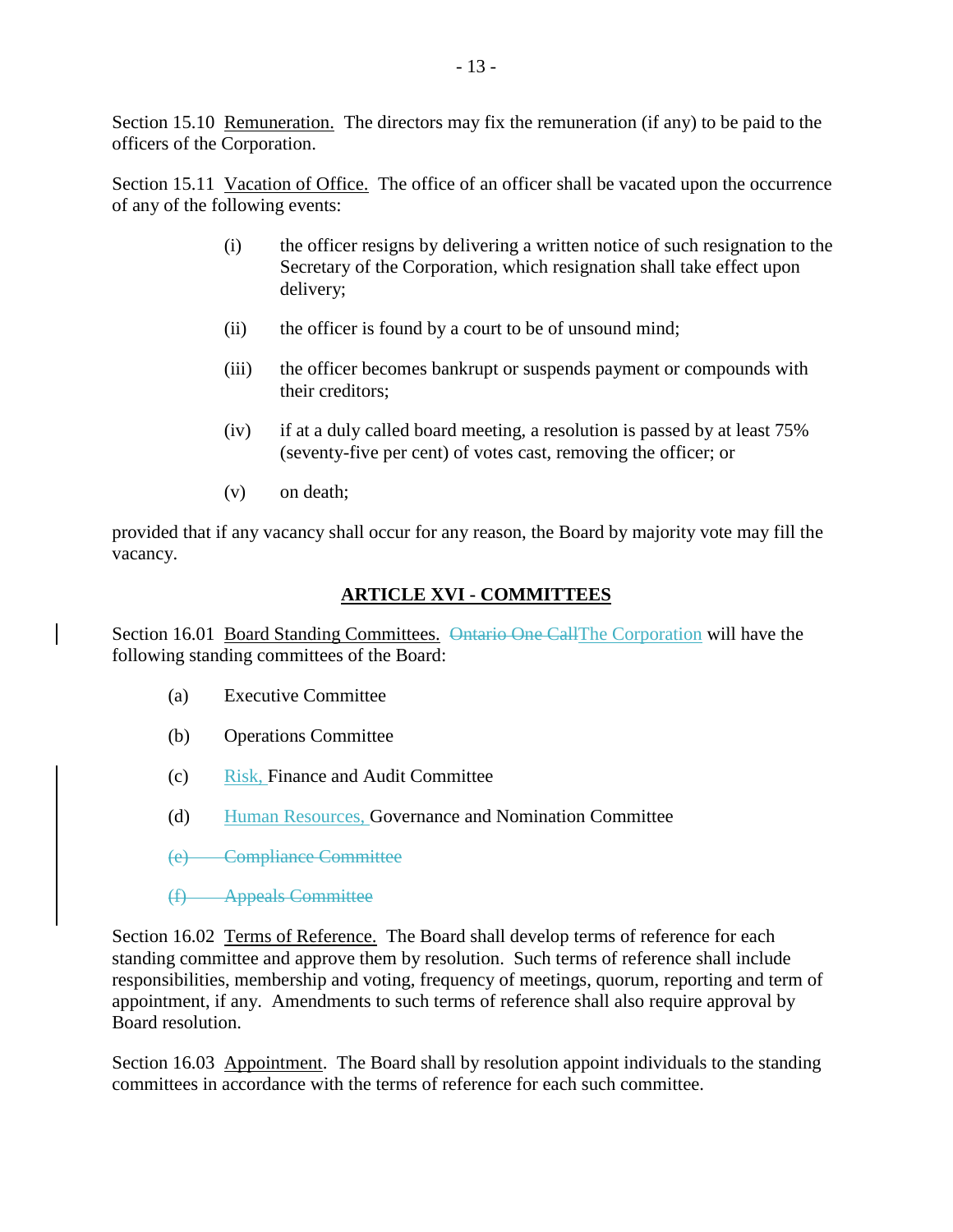Section 15.10 Remuneration. The directors may fix the remuneration (if any) to be paid to the officers of the Corporation.

Section 15.11 Vacation of Office. The office of an officer shall be vacated upon the occurrence of any of the following events:

(i) the officer resigns by delivering a written notice of such resignation to the Secretary of the Corporation, which resignation shall take effect upon delivery;

(ii) the officer is found by a court to be of unsound mind;

(iii) the officer becomes bankrupt or suspends payment or compounds with their creditors;

(iv) if at a duly called board meeting, a resolution is passed by at least 75% (seventy-five per cent) of votes cast, removing the officer; or

(v) on death;

provided that if any vacancy shall occur for any reason, the Board by majority vote may fill the vacancy.

## ARTICLE XVI - COMMITTEES

Section 16.01 Board Standing Committees. ~~Ontario One Call~~The Corporation will have the following standing committees of the Board:

(a) Executive Committee

(b) Operations Committee

(c) Risk, Finance and Audit Committee

(d) Human Resources, Governance and Nomination Committee

~~(e) Compliance Committee~~

~~(f) Appeals Committee~~

Section 16.02 Terms of Reference. The Board shall develop terms of reference for each standing committee and approve them by resolution. Such terms of reference shall include responsibilities, membership and voting, frequency of meetings, quorum, reporting and term of appointment, if any. Amendments to such terms of reference shall also require approval by Board resolution.

Section 16.03 Appointment. The Board shall by resolution appoint individuals to the standing committees in accordance with the terms of reference for each such committee.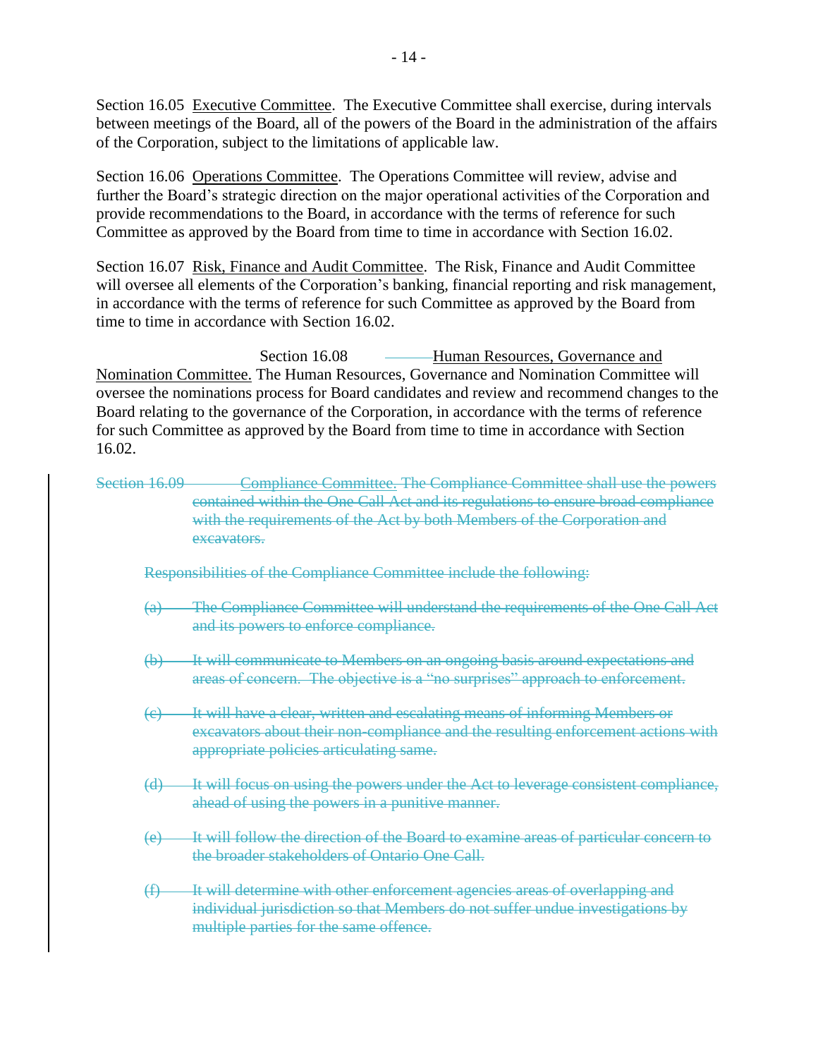Section 16.05 Executive Committee. The Executive Committee shall exercise, during intervals between meetings of the Board, all of the powers of the Board in the administration of the affairs of the Corporation, subject to the limitations of applicable law.

Section 16.06 Operations Committee. The Operations Committee will review, advise and further the Board's strategic direction on the major operational activities of the Corporation and provide recommendations to the Board, in accordance with the terms of reference for such Committee as approved by the Board from time to time in accordance with Section 16.02.

Section 16.07 Risk, Finance and Audit Committee. The Risk, Finance and Audit Committee will oversee all elements of the Corporation's banking, financial reporting and risk management, in accordance with the terms of reference for such Committee as approved by the Board from time to time in accordance with Section 16.02.

Section 16.08 Human Resources, Governance and Nomination Committee. The Human Resources, Governance and Nomination Committee will oversee the nominations process for Board candidates and review and recommend changes to the Board relating to the governance of the Corporation, in accordance with the terms of reference for such Committee as approved by the Board from time to time in accordance with Section 16.02.

~~Section 16.09 Compliance Committee. The Compliance Committee shall use the powers contained within the One Call Act and its regulations to ensure broad compliance with the requirements of the Act by both Members of the Corporation and excavators.~~

~~Responsibilities of the Compliance Committee include the following:~~

~~(a) The Compliance Committee will understand the requirements of the One Call Act and its powers to enforce compliance.~~

~~(b) It will communicate to Members on an ongoing basis around expectations and areas of concern. The objective is a "no surprises" approach to enforcement.~~

~~(c) It will have a clear, written and escalating means of informing Members or excavators about their non-compliance and the resulting enforcement actions with appropriate policies articulating same.~~

~~(d) It will focus on using the powers under the Act to leverage consistent compliance, ahead of using the powers in a punitive manner.~~

~~(e) It will follow the direction of the Board to examine areas of particular concern to the broader stakeholders of Ontario One Call.~~

~~(f) It will determine with other enforcement agencies areas of overlapping and individual jurisdiction so that Members do not suffer undue investigations by multiple parties for the same offence.~~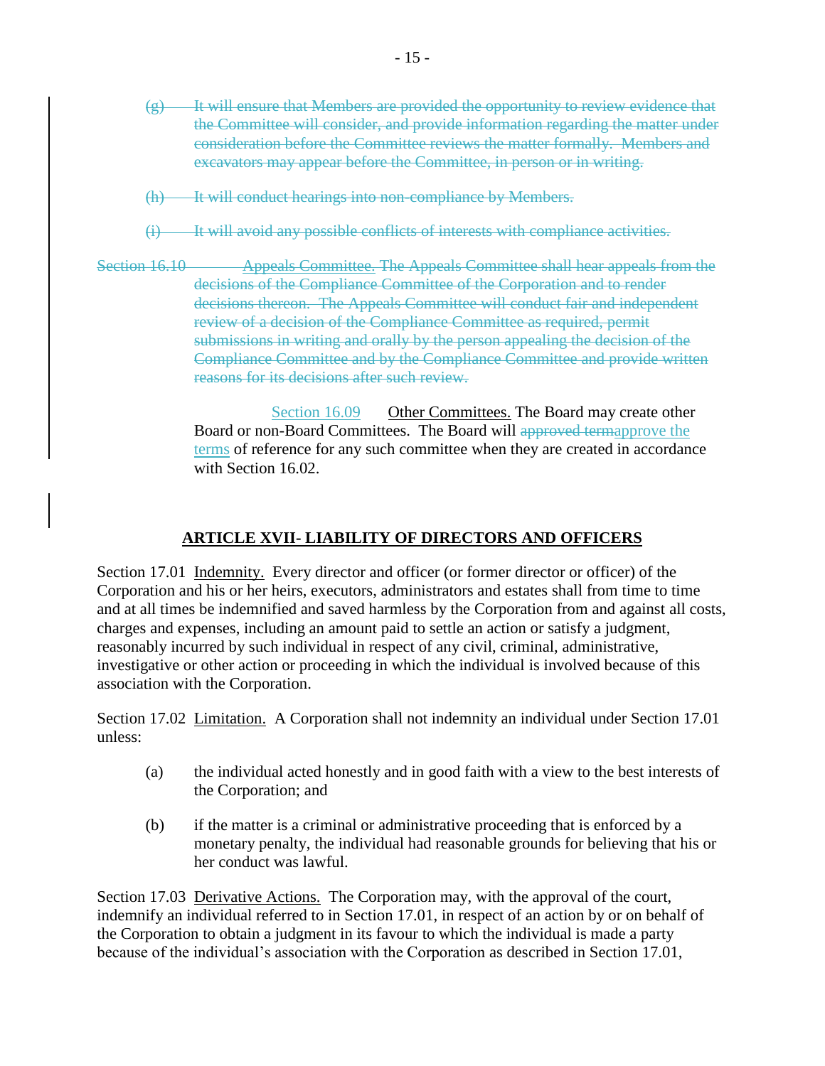~~(g) It will ensure that Members are provided the opportunity to review evidence that the Committee will consider, and provide information regarding the matter under consideration before the Committee reviews the matter formally. Members and excavators may appear before the Committee, in person or in writing.~~

~~(h) It will conduct hearings into non-compliance by Members.~~

~~(i) It will avoid any possible conflicts of interests with compliance activities.~~

~~Section 16.10 Appeals Committee. The Appeals Committee shall hear appeals from the decisions of the Compliance Committee of the Corporation and to render decisions thereon. The Appeals Committee will conduct fair and independent review of a decision of the Compliance Committee as required, permit submissions in writing and orally by the person appealing the decision of the Compliance Committee and by the Compliance Committee and provide written reasons for its decisions after such review.~~

Section 16.09 Other Committees. The Board may create other Board or non-Board Committees. The Board will ~~approved term~~approve the terms of reference for any such committee when they are created in accordance with Section 16.02.

## ARTICLE XVII- LIABILITY OF DIRECTORS AND OFFICERS

Section 17.01 Indemnity. Every director and officer (or former director or officer) of the Corporation and his or her heirs, executors, administrators and estates shall from time to time and at all times be indemnified and saved harmless by the Corporation from and against all costs, charges and expenses, including an amount paid to settle an action or satisfy a judgment, reasonably incurred by such individual in respect of any civil, criminal, administrative, investigative or other action or proceeding in which the individual is involved because of this association with the Corporation.

Section 17.02 Limitation. A Corporation shall not indemnity an individual under Section 17.01 unless:

(a) the individual acted honestly and in good faith with a view to the best interests of the Corporation; and

(b) if the matter is a criminal or administrative proceeding that is enforced by a monetary penalty, the individual had reasonable grounds for believing that his or her conduct was lawful.

Section 17.03 Derivative Actions. The Corporation may, with the approval of the court, indemnify an individual referred to in Section 17.01, in respect of an action by or on behalf of the Corporation to obtain a judgment in its favour to which the individual is made a party because of the individual's association with the Corporation as described in Section 17.01,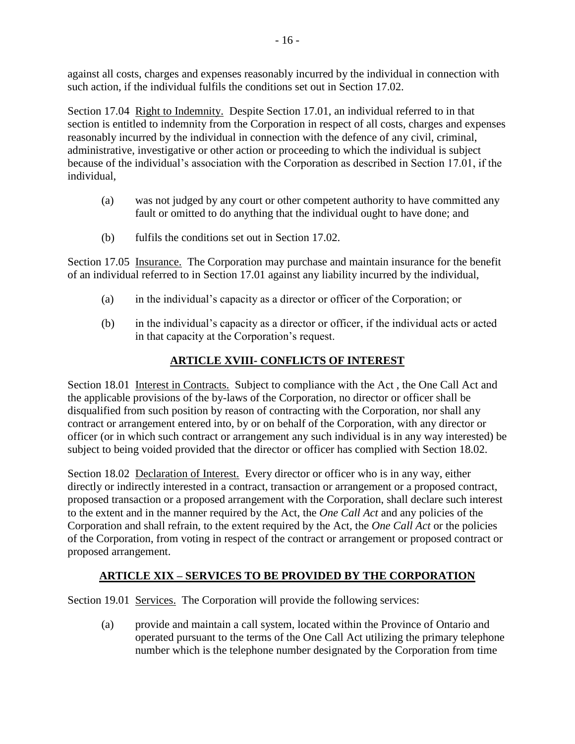against all costs, charges and expenses reasonably incurred by the individual in connection with such action, if the individual fulfils the conditions set out in Section 17.02.

Section 17.04 Right to Indemnity. Despite Section 17.01, an individual referred to in that section is entitled to indemnity from the Corporation in respect of all costs, charges and expenses reasonably incurred by the individual in connection with the defence of any civil, criminal, administrative, investigative or other action or proceeding to which the individual is subject because of the individual's association with the Corporation as described in Section 17.01, if the individual,

(a) was not judged by any court or other competent authority to have committed any fault or omitted to do anything that the individual ought to have done; and

(b) fulfils the conditions set out in Section 17.02.

Section 17.05 Insurance. The Corporation may purchase and maintain insurance for the benefit of an individual referred to in Section 17.01 against any liability incurred by the individual,

(a) in the individual's capacity as a director or officer of the Corporation; or

(b) in the individual's capacity as a director or officer, if the individual acts or acted in that capacity at the Corporation's request.

## ARTICLE XVIII- CONFLICTS OF INTEREST

Section 18.01 Interest in Contracts. Subject to compliance with the Act , the One Call Act and the applicable provisions of the by-laws of the Corporation, no director or officer shall be disqualified from such position by reason of contracting with the Corporation, nor shall any contract or arrangement entered into, by or on behalf of the Corporation, with any director or officer (or in which such contract or arrangement any such individual is in any way interested) be subject to being voided provided that the director or officer has complied with Section 18.02.

Section 18.02 Declaration of Interest. Every director or officer who is in any way, either directly or indirectly interested in a contract, transaction or arrangement or a proposed contract, proposed transaction or a proposed arrangement with the Corporation, shall declare such interest to the extent and in the manner required by the Act, the *One Call Act* and any policies of the Corporation and shall refrain, to the extent required by the Act, the *One Call Act* or the policies of the Corporation, from voting in respect of the contract or arrangement or proposed contract or proposed arrangement.

## ARTICLE XIX – SERVICES TO BE PROVIDED BY THE CORPORATION

Section 19.01 Services. The Corporation will provide the following services:

(a) provide and maintain a call system, located within the Province of Ontario and operated pursuant to the terms of the One Call Act utilizing the primary telephone number which is the telephone number designated by the Corporation from time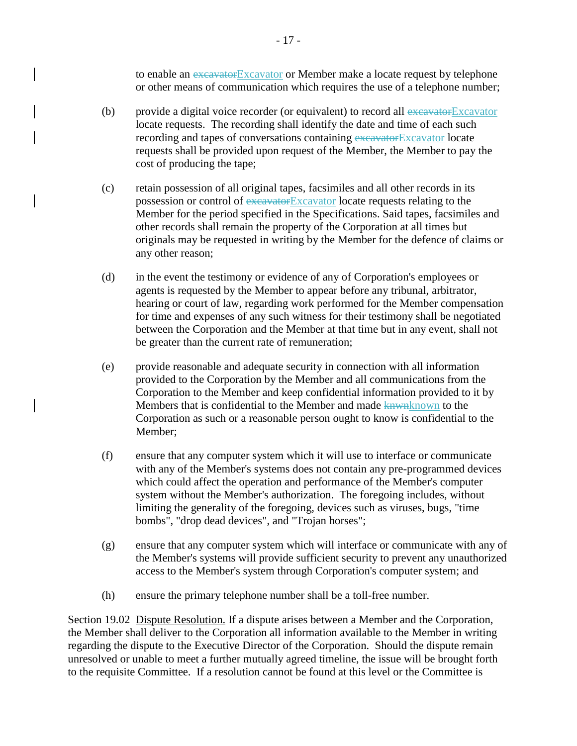to enable an ~~excavator~~Excavator or Member make a locate request by telephone or other means of communication which requires the use of a telephone number;

(b) provide a digital voice recorder (or equivalent) to record all ~~excavator~~Excavator locate requests. The recording shall identify the date and time of each such recording and tapes of conversations containing ~~excavator~~Excavator locate requests shall be provided upon request of the Member, the Member to pay the cost of producing the tape;

(c) retain possession of all original tapes, facsimiles and all other records in its possession or control of ~~excavator~~Excavator locate requests relating to the Member for the period specified in the Specifications. Said tapes, facsimiles and other records shall remain the property of the Corporation at all times but originals may be requested in writing by the Member for the defence of claims or any other reason;

(d) in the event the testimony or evidence of any of Corporation's employees or agents is requested by the Member to appear before any tribunal, arbitrator, hearing or court of law, regarding work performed for the Member compensation for time and expenses of any such witness for their testimony shall be negotiated between the Corporation and the Member at that time but in any event, shall not be greater than the current rate of remuneration;

(e) provide reasonable and adequate security in connection with all information provided to the Corporation by the Member and all communications from the Corporation to the Member and keep confidential information provided to it by Members that is confidential to the Member and made ~~knwn~~known to the Corporation as such or a reasonable person ought to know is confidential to the Member;

(f) ensure that any computer system which it will use to interface or communicate with any of the Member's systems does not contain any pre-programmed devices which could affect the operation and performance of the Member's computer system without the Member's authorization. The foregoing includes, without limiting the generality of the foregoing, devices such as viruses, bugs, "time bombs", "drop dead devices", and "Trojan horses";

(g) ensure that any computer system which will interface or communicate with any of the Member's systems will provide sufficient security to prevent any unauthorized access to the Member's system through Corporation's computer system; and

(h) ensure the primary telephone number shall be a toll-free number.

Section 19.02 Dispute Resolution. If a dispute arises between a Member and the Corporation, the Member shall deliver to the Corporation all information available to the Member in writing regarding the dispute to the Executive Director of the Corporation. Should the dispute remain unresolved or unable to meet a further mutually agreed timeline, the issue will be brought forth to the requisite Committee. If a resolution cannot be found at this level or the Committee is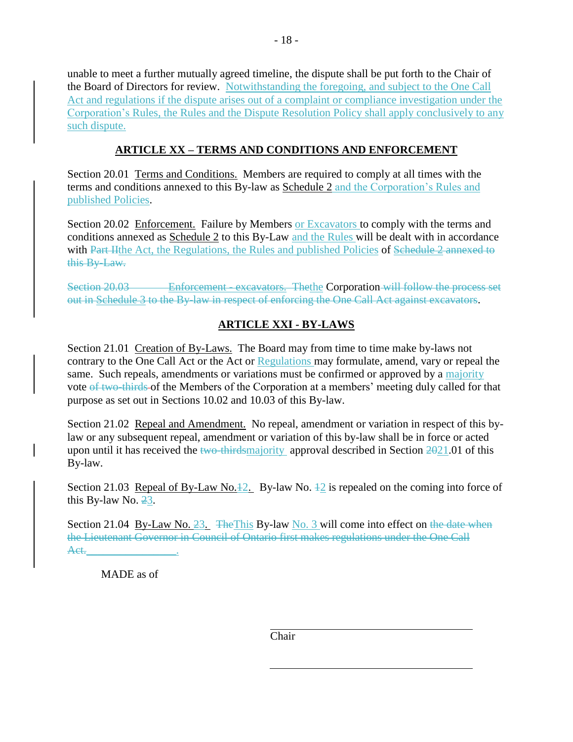unable to meet a further mutually agreed timeline, the dispute shall be put forth to the Chair of the Board of Directors for review. Notwithstanding the foregoing, and subject to the One Call Act and regulations if the dispute arises out of a complaint or compliance investigation under the Corporation's Rules, the Rules and the Dispute Resolution Policy shall apply conclusively to any such dispute.

## ARTICLE XX – TERMS AND CONDITIONS AND ENFORCEMENT

Section 20.01 Terms and Conditions. Members are required to comply at all times with the terms and conditions annexed to this By-law as Schedule 2 and the Corporation's Rules and published Policies.

Section 20.02 Enforcement. Failure by Members or Excavators to comply with the terms and conditions annexed as Schedule 2 to this By-Law and the Rules will be dealt with in accordance with ~~Part II~~the Act, the Regulations, the Rules and published Policies of ~~Schedule 2 annexed to this By-Law.~~

~~Section 20.03 Enforcement - excavators. The~~the Corporation ~~will follow the process set out in Schedule 3 to the By-law in respect of enforcing the One Call Act against excavators~~.

## ARTICLE XXI - BY-LAWS

Section 21.01 Creation of By-Laws. The Board may from time to time make by-laws not contrary to the One Call Act or the Act or Regulations may formulate, amend, vary or repeal the same. Such repeals, amendments or variations must be confirmed or approved by a majority vote ~~of two-thirds~~ of the Members of the Corporation at a members' meeting duly called for that purpose as set out in Sections 10.02 and 10.03 of this By-law.

Section 21.02 Repeal and Amendment. No repeal, amendment or variation in respect of this by-law or any subsequent repeal, amendment or variation of this by-law shall be in force or acted upon until it has received the ~~two-thirds~~majority approval described in Section ~~20~~21.01 of this By-law.

Section 21.03 Repeal of By-Law No.~~1~~2. By-law No. ~~1~~2 is repealed on the coming into force of this By-law No. ~~2~~3.

Section 21.04 By-Law No. ~~2~~3. ~~The~~This By-law No. 3 will come into effect on ~~the date when the Lieutenant Governor in Council of Ontario first makes regulations under the One Call Act.~~ ________________.

MADE as of

Chair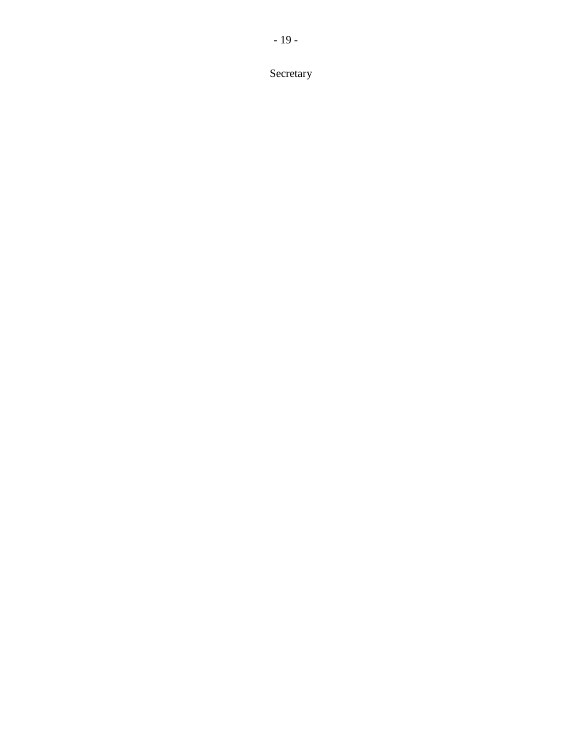Secretary